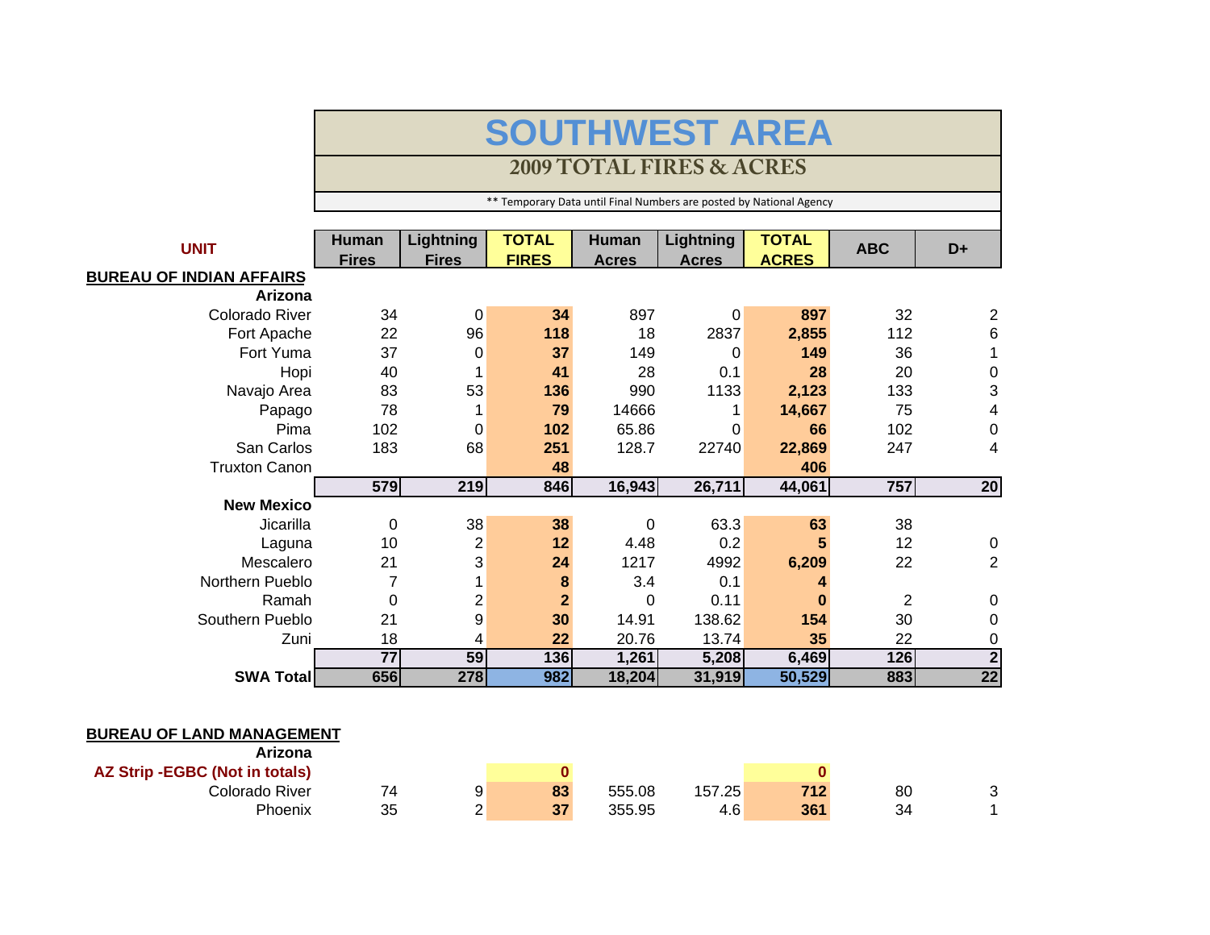# SOUTHWEST AREA

## 2009 TOTAL FIRES & ACRES

** Temporary Data until Final Numbers are posted by National Agency

| UNIT | Human Fires | Lightning Fires | TOTAL FIRES | Human Acres | Lightning Acres | TOTAL ACRES | ABC | D+ |
|---|---|---|---|---|---|---|---|---|
| **BUREAU OF INDIAN AFFAIRS** | | | | | | | | |
| **Arizona** | | | | | | | | |
| Colorado River | 34 | 0 | **34** | 897 | 0 | **897** | 32 | 2 |
| Fort Apache | 22 | 96 | **118** | 18 | 2837 | **2,855** | 112 | 6 |
| Fort Yuma | 37 | 0 | **37** | 149 | 0 | **149** | 36 | 1 |
| Hopi | 40 | 1 | **41** | 28 | 0.1 | **28** | 20 | 0 |
| Navajo Area | 83 | 53 | **136** | 990 | 1133 | **2,123** | 133 | 3 |
| Papago | 78 | 1 | **79** | 14666 | 1 | **14,667** | 75 | 4 |
| Pima | 102 | 0 | **102** | 65.86 | 0 | **66** | 102 | 0 |
| San Carlos | 183 | 68 | **251** | 128.7 | 22740 | **22,869** | 247 | 4 |
| Truxton Canon | | | **48** | | | **406** | | |
| | **579** | **219** | **846** | **16,943** | **26,711** | **44,061** | **757** | **20** |
| **New Mexico** | | | | | | | | |
| Jicarilla | 0 | 38 | **38** | 0 | 63.3 | **63** | 38 | |
| Laguna | 10 | 2 | **12** | 4.48 | 0.2 | **5** | 12 | 0 |
| Mescalero | 21 | 3 | **24** | 1217 | 4992 | **6,209** | 22 | 2 |
| Northern Pueblo | 7 | 1 | **8** | 3.4 | 0.1 | **4** | | |
| Ramah | 0 | 2 | **2** | 0 | 0.11 | **0** | 2 | 0 |
| Southern Pueblo | 21 | 9 | **30** | 14.91 | 138.62 | **154** | 30 | 0 |
| Zuni | 18 | 4 | **22** | 20.76 | 13.74 | **35** | 22 | 0 |
| | **77** | **59** | **136** | **1,261** | **5,208** | **6,469** | **126** | **2** |
| **SWA Total** | **656** | **278** | **982** | **18,204** | **31,919** | **50,529** | **883** | **22** |
| **BUREAU OF LAND MANAGEMENT** | | | | | | | | |
| **Arizona** | | | | | | | | |
| **AZ Strip -EGBC (Not in totals)** | | | **0** | | | **0** | | |
| Colorado River | 74 | 9 | **83** | 555.08 | 157.25 | **712** | 80 | 3 |
| Phoenix | 35 | 2 | **37** | 355.95 | 4.6 | **361** | 34 | 1 |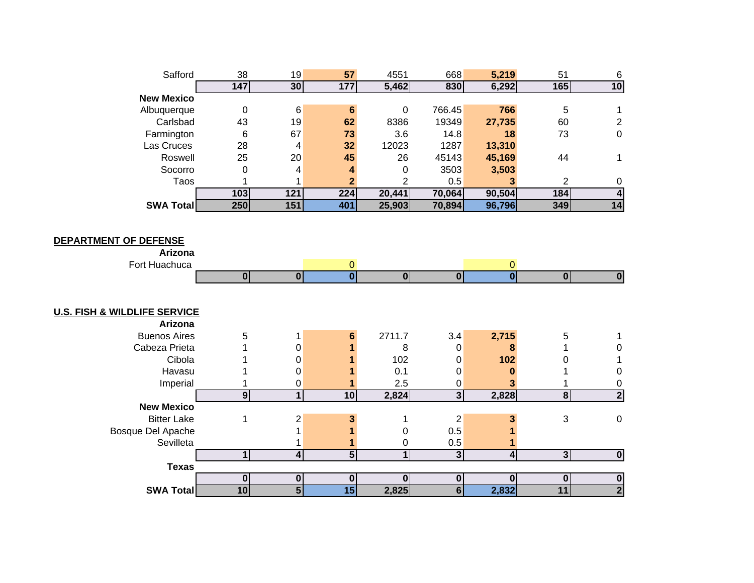| | | | | | | | | |
|---|---|---|---|---|---|---|---|---|
| Safford | 38 | 19 | **57** | 4551 | 668 | **5,219** | 51 | 6 |
| | **147** | **30** | **177** | **5,462** | **830** | **6,292** | **165** | **10** |
| **New Mexico** | | | | | | | | |
| Albuquerque | 0 | 6 | **6** | 0 | 766.45 | **766** | 5 | 1 |
| Carlsbad | 43 | 19 | **62** | 8386 | 19349 | **27,735** | 60 | 2 |
| Farmington | 6 | 67 | **73** | 3.6 | 14.8 | **18** | 73 | 0 |
| Las Cruces | 28 | 4 | **32** | 12023 | 1287 | **13,310** | | |
| Roswell | 25 | 20 | **45** | 26 | 45143 | **45,169** | 44 | 1 |
| Socorro | 0 | 4 | **4** | 0 | 3503 | **3,503** | | |
| Taos | 1 | 1 | **2** | 2 | 0.5 | **3** | 2 | 0 |
| | **103** | **121** | **224** | **20,441** | **70,064** | **90,504** | **184** | **4** |
| **SWA Total** | **250** | **151** | **401** | **25,903** | **70,894** | **96,796** | **349** | **14** |

**DEPARTMENT OF DEFENSE**

| | | | | | | | | |
|---|---|---|---|---|---|---|---|---|
| **Arizona** | | | | | | | | |
| Fort Huachuca | | | 0 | | | 0 | | |
| | **0** | **0** | **0** | **0** | **0** | **0** | **0** | **0** |

**U.S. FISH & WILDLIFE SERVICE**

| | | | | | | | | |
|---|---|---|---|---|---|---|---|---|
| **Arizona** | | | | | | | | |
| Buenos Aires | 5 | 1 | **6** | 2711.7 | 3.4 | **2,715** | 5 | 1 |
| Cabeza Prieta | 1 | 0 | **1** | 8 | 0 | **8** | 1 | 0 |
| Cibola | 1 | 0 | **1** | 102 | 0 | **102** | 0 | 1 |
| Havasu | 1 | 0 | **1** | 0.1 | 0 | **0** | 1 | 0 |
| Imperial | 1 | 0 | **1** | 2.5 | 0 | **3** | 1 | 0 |
| | **9** | **1** | **10** | **2,824** | **3** | **2,828** | **8** | **2** |
| **New Mexico** | | | | | | | | |
| Bitter Lake | 1 | 2 | **3** | 1 | 2 | **3** | 3 | 0 |
| Bosque Del Apache | | 1 | **1** | 0 | 0.5 | **1** | | |
| Sevilleta | | 1 | **1** | 0 | 0.5 | **1** | | |
| | **1** | **4** | **5** | **1** | **3** | **4** | **3** | **0** |
| **Texas** | | | | | | | | |
| | **0** | **0** | **0** | **0** | **0** | **0** | **0** | **0** |
| **SWA Total** | **10** | **5** | **15** | **2,825** | **6** | **2,832** | **11** | **2** |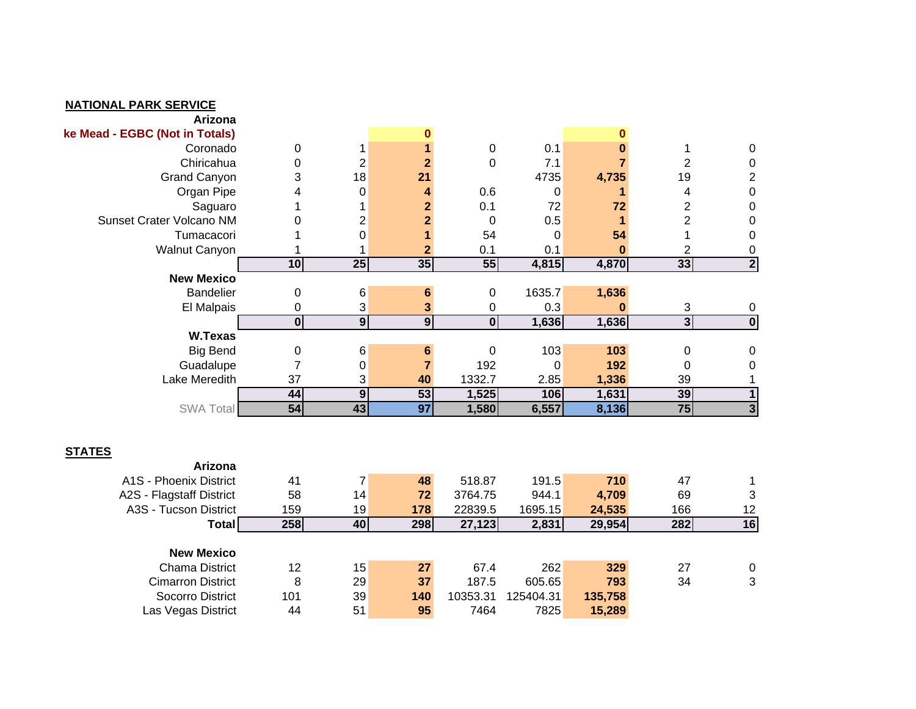**NATIONAL PARK SERVICE**

| | | | | | | | | |
|---|---|---|---|---|---|---|---|---|
| **Arizona** | | | | | | | | |
| **ke Mead - EGBC (Not in Totals)** | | | **0** | | | **0** | | |
| Coronado | 0 | 1 | **1** | 0 | 0.1 | **0** | 1 | 0 |
| Chiricahua | 0 | 2 | **2** | 0 | 7.1 | **7** | 2 | 0 |
| Grand Canyon | 3 | 18 | **21** | | 4735 | **4,735** | 19 | 2 |
| Organ Pipe | 4 | 0 | **4** | 0.6 | 0 | **1** | 4 | 0 |
| Saguaro | 1 | 1 | **2** | 0.1 | 72 | **72** | 2 | 0 |
| Sunset Crater Volcano NM | 0 | 2 | **2** | 0 | 0.5 | **1** | 2 | 0 |
| Tumacacori | 1 | 0 | **1** | 54 | 0 | **54** | 1 | 0 |
| Walnut Canyon | 1 | 1 | **2** | 0.1 | 0.1 | **0** | 2 | 0 |
| | **10** | **25** | **35** | **55** | **4,815** | **4,870** | **33** | **2** |
| **New Mexico** | | | | | | | | |
| Bandelier | 0 | 6 | **6** | 0 | 1635.7 | **1,636** | | |
| El Malpais | 0 | 3 | **3** | 0 | 0.3 | **0** | 3 | 0 |
| | **0** | **9** | **9** | **0** | **1,636** | **1,636** | **3** | **0** |
| **W.Texas** | | | | | | | | |
| Big Bend | 0 | 6 | **6** | 0 | 103 | **103** | 0 | 0 |
| Guadalupe | 7 | 0 | **7** | 192 | 0 | **192** | 0 | 0 |
| Lake Meredith | 37 | 3 | **40** | 1332.7 | 2.85 | **1,336** | 39 | 1 |
| | **44** | **9** | **53** | **1,525** | **106** | **1,631** | **39** | **1** |
| SWA Total | **54** | **43** | **97** | **1,580** | **6,557** | **8,136** | **75** | **3** |

**STATES**

| | | | | | | | | |
|---|---|---|---|---|---|---|---|---|
| **Arizona** | | | | | | | | |
| A1S - Phoenix District | 41 | 7 | **48** | 518.87 | 191.5 | **710** | 47 | 1 |
| A2S - Flagstaff District | 58 | 14 | **72** | 3764.75 | 944.1 | **4,709** | 69 | 3 |
| A3S - Tucson District | 159 | 19 | **178** | 22839.5 | 1695.15 | **24,535** | 166 | 12 |
| **Total** | **258** | **40** | **298** | **27,123** | **2,831** | **29,954** | **282** | **16** |
| **New Mexico** | | | | | | | | |
| Chama District | 12 | 15 | **27** | 67.4 | 262 | **329** | 27 | 0 |
| Cimarron District | 8 | 29 | **37** | 187.5 | 605.65 | **793** | 34 | 3 |
| Socorro District | 101 | 39 | **140** | 10353.31 | 125404.31 | **135,758** | | |
| Las Vegas District | 44 | 51 | **95** | 7464 | 7825 | **15,289** | | |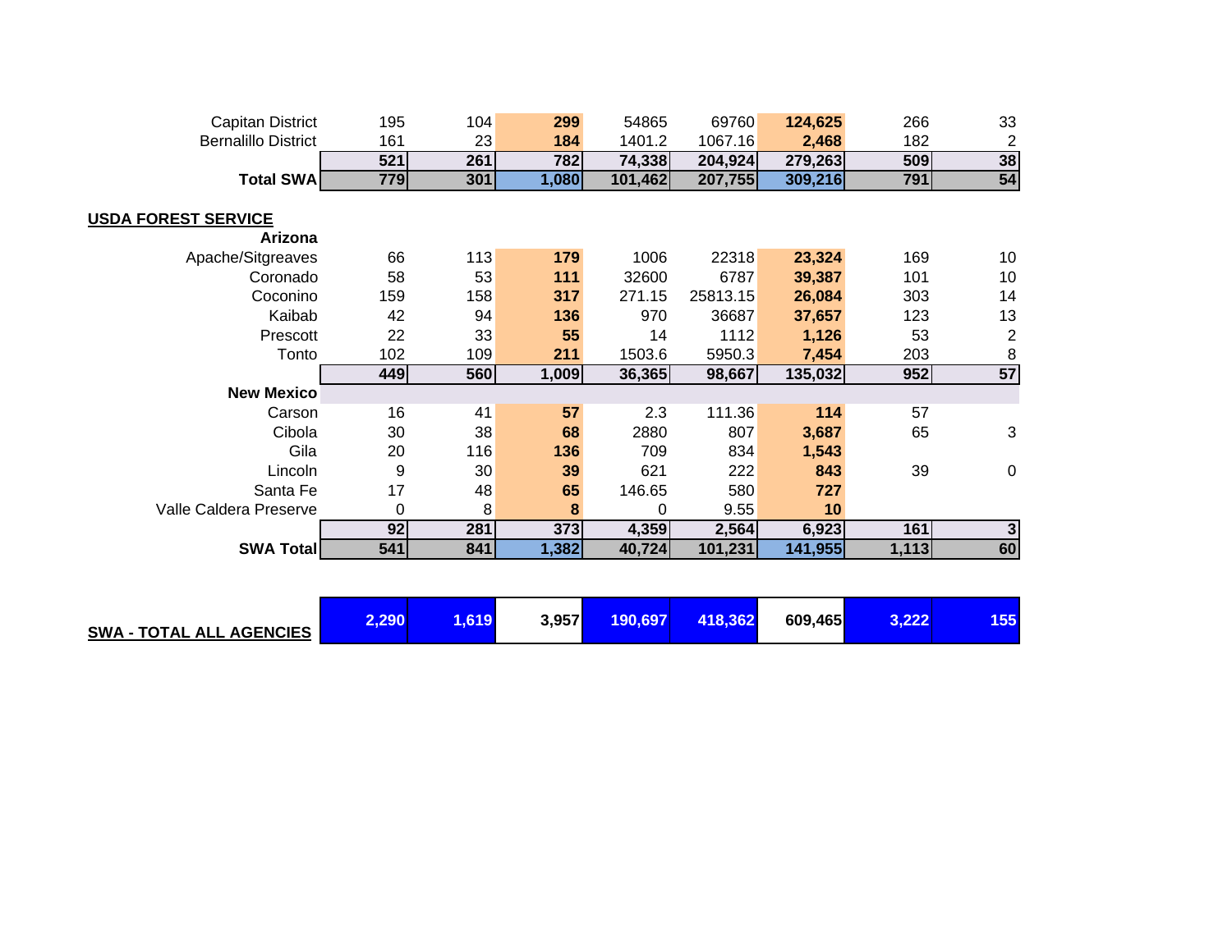| | | | | | | | | |
|---|---|---|---|---|---|---|---|---|
| Capitan District | 195 | 104 | **299** | 54865 | 69760 | **124,625** | 266 | 33 |
| Bernalillo District | 161 | 23 | **184** | 1401.2 | 1067.16 | **2,468** | 182 | 2 |
| | **521** | **261** | **782** | **74,338** | **204,924** | **279,263** | **509** | **38** |
| **Total SWA** | **779** | **301** | **1,080** | **101,462** | **207,755** | **309,216** | **791** | **54** |

**USDA FOREST SERVICE**

| | | | | | | | | |
|---|---|---|---|---|---|---|---|---|
| **Arizona** | | | | | | | | |
| Apache/Sitgreaves | 66 | 113 | **179** | 1006 | 22318 | **23,324** | 169 | 10 |
| Coronado | 58 | 53 | **111** | 32600 | 6787 | **39,387** | 101 | 10 |
| Coconino | 159 | 158 | **317** | 271.15 | 25813.15 | **26,084** | 303 | 14 |
| Kaibab | 42 | 94 | **136** | 970 | 36687 | **37,657** | 123 | 13 |
| Prescott | 22 | 33 | **55** | 14 | 1112 | **1,126** | 53 | 2 |
| Tonto | 102 | 109 | **211** | 1503.6 | 5950.3 | **7,454** | 203 | 8 |
| | **449** | **560** | **1,009** | **36,365** | **98,667** | **135,032** | **952** | **57** |
| **New Mexico** | | | | | | | | |
| Carson | 16 | 41 | **57** | 2.3 | 111.36 | **114** | 57 | |
| Cibola | 30 | 38 | **68** | 2880 | 807 | **3,687** | 65 | 3 |
| Gila | 20 | 116 | **136** | 709 | 834 | **1,543** | | |
| Lincoln | 9 | 30 | **39** | 621 | 222 | **843** | 39 | 0 |
| Santa Fe | 17 | 48 | **65** | 146.65 | 580 | **727** | | |
| Valle Caldera Preserve | 0 | 8 | **8** | 0 | 9.55 | **10** | | |
| | **92** | **281** | **373** | **4,359** | **2,564** | **6,923** | **161** | **3** |
| **SWA Total** | **541** | **841** | **1,382** | **40,724** | **101,231** | **141,955** | **1,113** | **60** |

| | | | | | | | | |
|---|---|---|---|---|---|---|---|---|
| **SWA - TOTAL ALL AGENCIES** | **2,290** | **1,619** | **3,957** | **190,697** | **418,362** | **609,465** | **3,222** | **155** |